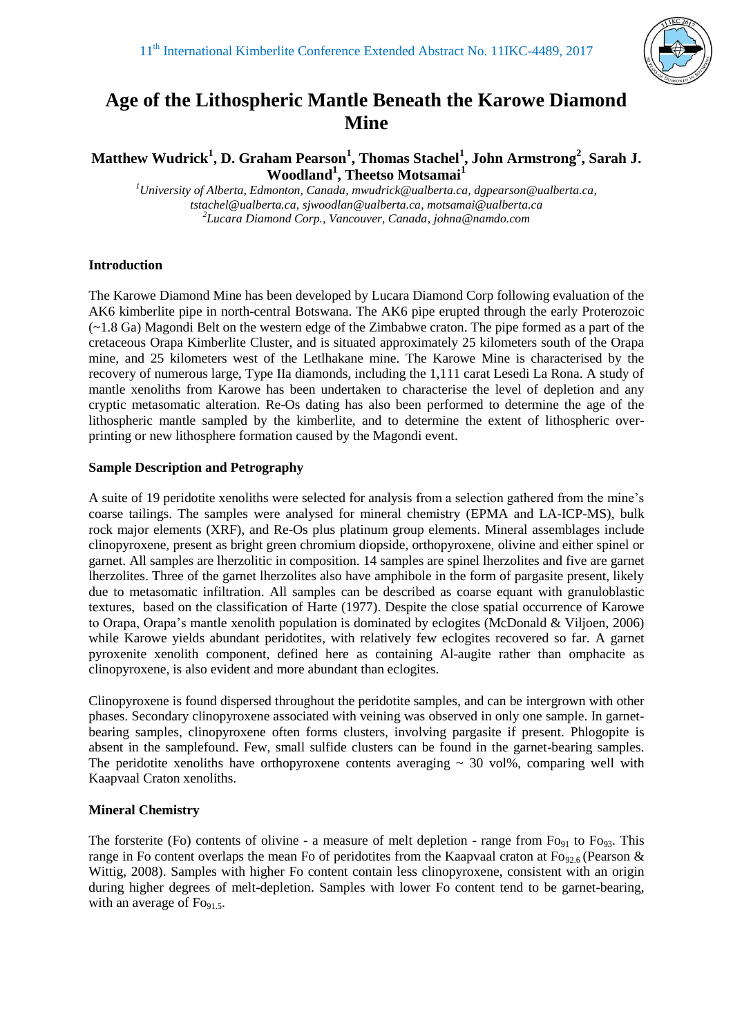# Age of the Lithospheric Mantle Beneath the Karowe Diamond Mine

**Matthew Wudrick[1], D. Graham Pearson[1], Thomas Stachel[1], John Armstrong[2], Sarah J. Woodland[1], Theetso Motsamai[1]**

*[1]University of Alberta, Edmonton, Canada, mwudrick@ualberta.ca, dgpearson@ualberta.ca, tstachel@ualberta.ca, sjwoodlan@ualberta.ca, motsamai@ualberta.ca*
*[2]Lucara Diamond Corp., Vancouver, Canada, johna@namdo.com*

## Introduction

The Karowe Diamond Mine has been developed by Lucara Diamond Corp following evaluation of the AK6 kimberlite pipe in north-central Botswana. The AK6 pipe erupted through the early Proterozoic (~1.8 Ga) Magondi Belt on the western edge of the Zimbabwe craton. The pipe formed as a part of the cretaceous Orapa Kimberlite Cluster, and is situated approximately 25 kilometers south of the Orapa mine, and 25 kilometers west of the Letlhakane mine. The Karowe Mine is characterised by the recovery of numerous large, Type IIa diamonds, including the 1,111 carat Lesedi La Rona. A study of mantle xenoliths from Karowe has been undertaken to characterise the level of depletion and any cryptic metasomatic alteration. Re-Os dating has also been performed to determine the age of the lithospheric mantle sampled by the kimberlite, and to determine the extent of lithospheric over-printing or new lithosphere formation caused by the Magondi event.

## Sample Description and Petrography

A suite of 19 peridotite xenoliths were selected for analysis from a selection gathered from the mine's coarse tailings. The samples were analysed for mineral chemistry (EPMA and LA-ICP-MS), bulk rock major elements (XRF), and Re-Os plus platinum group elements. Mineral assemblages include clinopyroxene, present as bright green chromium diopside, orthopyroxene, olivine and either spinel or garnet. All samples are lherzolitic in composition. 14 samples are spinel lherzolites and five are garnet lherzolites. Three of the garnet lherzolites also have amphibole in the form of pargasite present, likely due to metasomatic infiltration. All samples can be described as coarse equant with granuloblastic textures, based on the classification of Harte (1977). Despite the close spatial occurrence of Karowe to Orapa, Orapa's mantle xenolith population is dominated by eclogites (McDonald & Viljoen, 2006) while Karowe yields abundant peridotites, with relatively few eclogites recovered so far. A garnet pyroxenite xenolith component, defined here as containing Al-augite rather than omphacite as clinopyroxene, is also evident and more abundant than eclogites.

Clinopyroxene is found dispersed throughout the peridotite samples, and can be intergrown with other phases. Secondary clinopyroxene associated with veining was observed in only one sample. In garnet-bearing samples, clinopyroxene often forms clusters, involving pargasite if present. Phlogopite is absent in the samplefound. Few, small sulfide clusters can be found in the garnet-bearing samples. The peridotite xenoliths have orthopyroxene contents averaging ~ 30 vol%, comparing well with Kaapvaal Craton xenoliths.

## Mineral Chemistry

The forsterite (Fo) contents of olivine - a measure of melt depletion - range from $Fo_{91}$ to $Fo_{93}$. This range in Fo content overlaps the mean Fo of peridotites from the Kaapvaal craton at $Fo_{92.6}$ (Pearson & Wittig, 2008). Samples with higher Fo content contain less clinopyroxene, consistent with an origin during higher degrees of melt-depletion. Samples with lower Fo content tend to be garnet-bearing, with an average of $Fo_{91.5}$.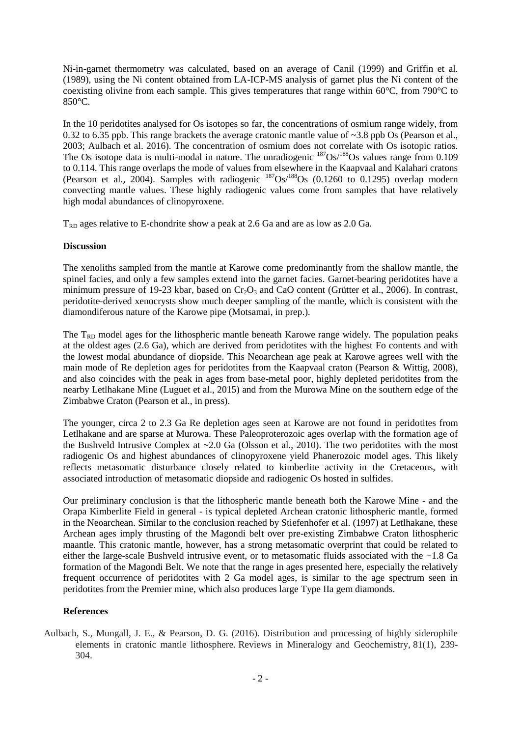Ni-in-garnet thermometry was calculated, based on an average of Canil (1999) and Griffin et al. (1989), using the Ni content obtained from LA-ICP-MS analysis of garnet plus the Ni content of the coexisting olivine from each sample. This gives temperatures that range within 60°C, from 790°C to 850°C.

In the 10 peridotites analysed for Os isotopes so far, the concentrations of osmium range widely, from 0.32 to 6.35 ppb. This range brackets the average cratonic mantle value of ~3.8 ppb Os (Pearson et al., 2003; Aulbach et al. 2016). The concentration of osmium does not correlate with Os isotopic ratios. The Os isotope data is multi-modal in nature. The unradiogenic $^{187}Os/^{188}Os$ values range from 0.109 to 0.114. This range overlaps the mode of values from elsewhere in the Kaapvaal and Kalahari cratons (Pearson et al., 2004). Samples with radiogenic $^{187}Os/^{188}Os$ (0.1260 to 0.1295) overlap modern convecting mantle values. These highly radiogenic values come from samples that have relatively high modal abundances of clinopyroxene.

$T_{RD}$ ages relative to E-chondrite show a peak at 2.6 Ga and are as low as 2.0 Ga.

**Discussion**

The xenoliths sampled from the mantle at Karowe come predominantly from the shallow mantle, the spinel facies, and only a few samples extend into the garnet facies. Garnet-bearing peridotites have a minimum pressure of 19-23 kbar, based on $Cr_2O_3$ and CaO content (Grütter et al., 2006). In contrast, peridotite-derived xenocrysts show much deeper sampling of the mantle, which is consistent with the diamondiferous nature of the Karowe pipe (Motsamai, in prep.).

The $T_{RD}$ model ages for the lithospheric mantle beneath Karowe range widely. The population peaks at the oldest ages (2.6 Ga), which are derived from peridotites with the highest Fo contents and with the lowest modal abundance of diopside. This Neoarchean age peak at Karowe agrees well with the main mode of Re depletion ages for peridotites from the Kaapvaal craton (Pearson & Wittig, 2008), and also coincides with the peak in ages from base-metal poor, highly depleted peridotites from the nearby Letlhakane Mine (Luguet et al., 2015) and from the Murowa Mine on the southern edge of the Zimbabwe Craton (Pearson et al., in press).

The younger, circa 2 to 2.3 Ga Re depletion ages seen at Karowe are not found in peridotites from Letlhakane and are sparse at Murowa. These Paleoproterozoic ages overlap with the formation age of the Bushveld Intrusive Complex at ~2.0 Ga (Olsson et al., 2010). The two peridotites with the most radiogenic Os and highest abundances of clinopyroxene yield Phanerozoic model ages. This likely reflects metasomatic disturbance closely related to kimberlite activity in the Cretaceous, with associated introduction of metasomatic diopside and radiogenic Os hosted in sulfides.

Our preliminary conclusion is that the lithospheric mantle beneath both the Karowe Mine - and the Orapa Kimberlite Field in general - is typical depleted Archean cratonic lithospheric mantle, formed in the Neoarchean. Similar to the conclusion reached by Stiefenhofer et al. (1997) at Letlhakane, these Archean ages imply thrusting of the Magondi belt over pre-existing Zimbabwe Craton lithospheric maantle. This cratonic mantle, however, has a strong metasomatic overprint that could be related to either the large-scale Bushveld intrusive event, or to metasomatic fluids associated with the ~1.8 Ga formation of the Magondi Belt. We note that the range in ages presented here, especially the relatively frequent occurrence of peridotites with 2 Ga model ages, is similar to the age spectrum seen in peridotites from the Premier mine, which also produces large Type IIa gem diamonds.

**References**

Aulbach, S., Mungall, J. E., & Pearson, D. G. (2016). Distribution and processing of highly siderophile elements in cratonic mantle lithosphere. Reviews in Mineralogy and Geochemistry, 81(1), 239-304.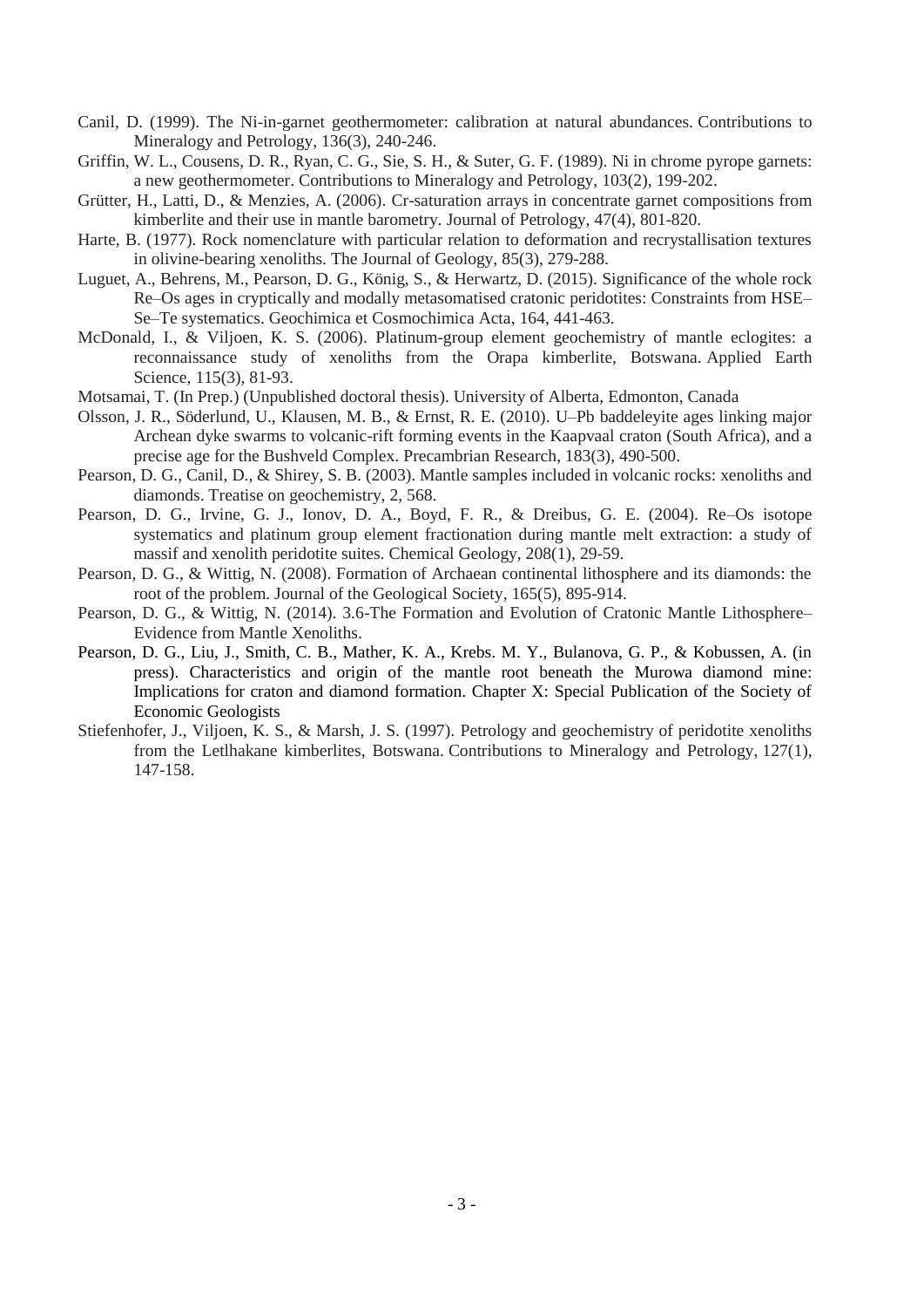Canil, D. (1999). The Ni-in-garnet geothermometer: calibration at natural abundances. Contributions to Mineralogy and Petrology, 136(3), 240-246.

Griffin, W. L., Cousens, D. R., Ryan, C. G., Sie, S. H., & Suter, G. F. (1989). Ni in chrome pyrope garnets: a new geothermometer. Contributions to Mineralogy and Petrology, 103(2), 199-202.

Grütter, H., Latti, D., & Menzies, A. (2006). Cr-saturation arrays in concentrate garnet compositions from kimberlite and their use in mantle barometry. Journal of Petrology, 47(4), 801-820.

Harte, B. (1977). Rock nomenclature with particular relation to deformation and recrystallisation textures in olivine-bearing xenoliths. The Journal of Geology, 85(3), 279-288.

Luguet, A., Behrens, M., Pearson, D. G., König, S., & Herwartz, D. (2015). Significance of the whole rock Re–Os ages in cryptically and modally metasomatised cratonic peridotites: Constraints from HSE–Se–Te systematics. Geochimica et Cosmochimica Acta, 164, 441-463.

McDonald, I., & Viljoen, K. S. (2006). Platinum-group element geochemistry of mantle eclogites: a reconnaissance study of xenoliths from the Orapa kimberlite, Botswana. Applied Earth Science, 115(3), 81-93.

Motsamai, T. (In Prep.) (Unpublished doctoral thesis). University of Alberta, Edmonton, Canada

Olsson, J. R., Söderlund, U., Klausen, M. B., & Ernst, R. E. (2010). U–Pb baddeleyite ages linking major Archean dyke swarms to volcanic-rift forming events in the Kaapvaal craton (South Africa), and a precise age for the Bushveld Complex. Precambrian Research, 183(3), 490-500.

Pearson, D. G., Canil, D., & Shirey, S. B. (2003). Mantle samples included in volcanic rocks: xenoliths and diamonds. Treatise on geochemistry, 2, 568.

Pearson, D. G., Irvine, G. J., Ionov, D. A., Boyd, F. R., & Dreibus, G. E. (2004). Re–Os isotope systematics and platinum group element fractionation during mantle melt extraction: a study of massif and xenolith peridotite suites. Chemical Geology, 208(1), 29-59.

Pearson, D. G., & Wittig, N. (2008). Formation of Archaean continental lithosphere and its diamonds: the root of the problem. Journal of the Geological Society, 165(5), 895-914.

Pearson, D. G., & Wittig, N. (2014). 3.6-The Formation and Evolution of Cratonic Mantle Lithosphere–Evidence from Mantle Xenoliths.

Pearson, D. G., Liu, J., Smith, C. B., Mather, K. A., Krebs. M. Y., Bulanova, G. P., & Kobussen, A. (in press). Characteristics and origin of the mantle root beneath the Murowa diamond mine: Implications for craton and diamond formation. Chapter X: Special Publication of the Society of Economic Geologists

Stiefenhofer, J., Viljoen, K. S., & Marsh, J. S. (1997). Petrology and geochemistry of peridotite xenoliths from the Letlhakane kimberlites, Botswana. Contributions to Mineralogy and Petrology, 127(1), 147-158.